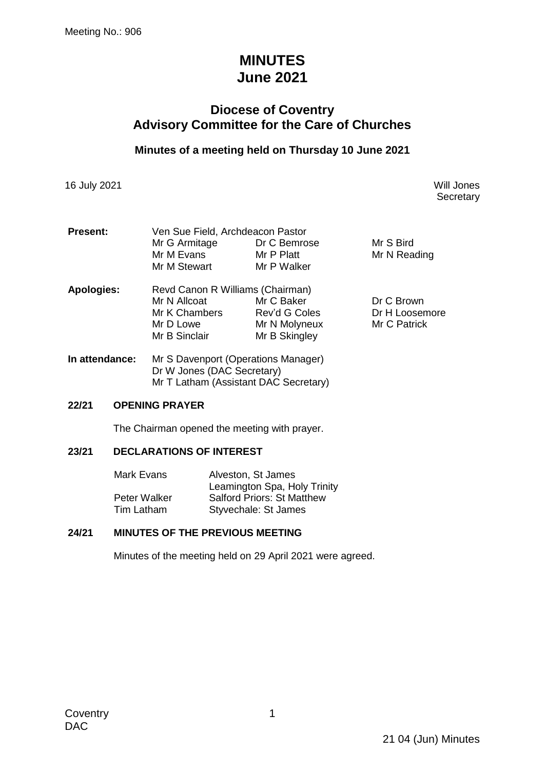Meeting No.: 906

# MINUTES
# June 2021

## Diocese of Coventry
## Advisory Committee for the Care of Churches

### Minutes of a meeting held on Thursday 10 June 2021

16 July 2021

Will Jones
Secretary

**Present:** Ven Sue Field, Archdeacon Pastor
Mr G Armitage, Dr C Bemrose, Mr S Bird, Mr M Evans, Mr P Platt, Mr N Reading, Mr M Stewart, Mr P Walker

**Apologies:** Revd Canon R Williams (Chairman)
Mr N Allcoat, Mr C Baker, Dr C Brown, Mr K Chambers, Rev'd G Coles, Dr H Loosemore, Mr D Lowe, Mr N Molyneux, Mr C Patrick, Mr B Sinclair, Mr B Skingley

**In attendance:** Mr S Davenport (Operations Manager)
Dr W Jones (DAC Secretary)
Mr T Latham (Assistant DAC Secretary)

**22/21 OPENING PRAYER**

The Chairman opened the meeting with prayer.

**23/21 DECLARATIONS OF INTEREST**

| | |
|---|---|
| Mark Evans | Alveston, St James |
| | Leamington Spa, Holy Trinity |
| Peter Walker | Salford Priors: St Matthew |
| Tim Latham | Styvechale: St James |

**24/21 MINUTES OF THE PREVIOUS MEETING**

Minutes of the meeting held on 29 April 2021 were agreed.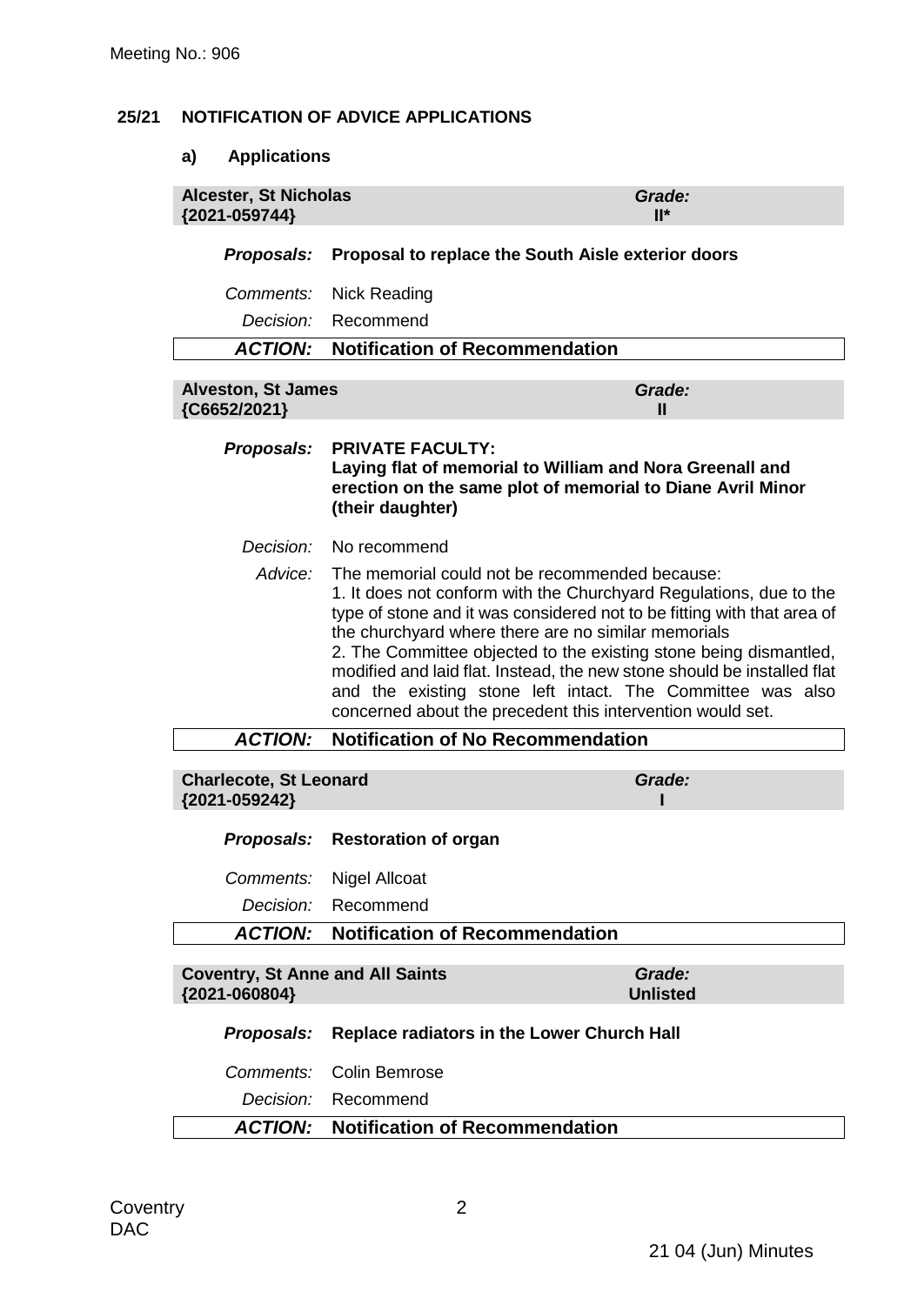## 25/21 NOTIFICATION OF ADVICE APPLICATIONS

### a) Applications

| **Alcester, St Nicholas {2021-059744}** | ***Grade:* II*** |
|---|---|
| ***Proposals:*** | **Proposal to replace the South Aisle exterior doors** |
| *Comments:* | Nick Reading |
| *Decision:* | Recommend |
| ***ACTION:*** | **Notification of Recommendation** |

| **Alveston, St James {C6652/2021}** | ***Grade:* II** |
|---|---|
| ***Proposals:*** | **PRIVATE FACULTY: Laying flat of memorial to William and Nora Greenall and erection on the same plot of memorial to Diane Avril Minor (their daughter)** |
| *Decision:* | No recommend |
| *Advice:* | The memorial could not be recommended because:<br>1. It does not conform with the Churchyard Regulations, due to the type of stone and it was considered not to be fitting with that area of the churchyard where there are no similar memorials<br>2. The Committee objected to the existing stone being dismantled, modified and laid flat. Instead, the new stone should be installed flat and the existing stone left intact. The Committee was also concerned about the precedent this intervention would set. |
| ***ACTION:*** | **Notification of No Recommendation** |

| **Charlecote, St Leonard {2021-059242}** | ***Grade:* I** |
|---|---|
| ***Proposals:*** | **Restoration of organ** |
| *Comments:* | Nigel Allcoat |
| *Decision:* | Recommend |
| ***ACTION:*** | **Notification of Recommendation** |

| **Coventry, St Anne and All Saints {2021-060804}** | ***Grade:* Unlisted** |
|---|---|
| ***Proposals:*** | **Replace radiators in the Lower Church Hall** |
| *Comments:* | Colin Bemrose |
| *Decision:* | Recommend |
| ***ACTION:*** | **Notification of Recommendation** |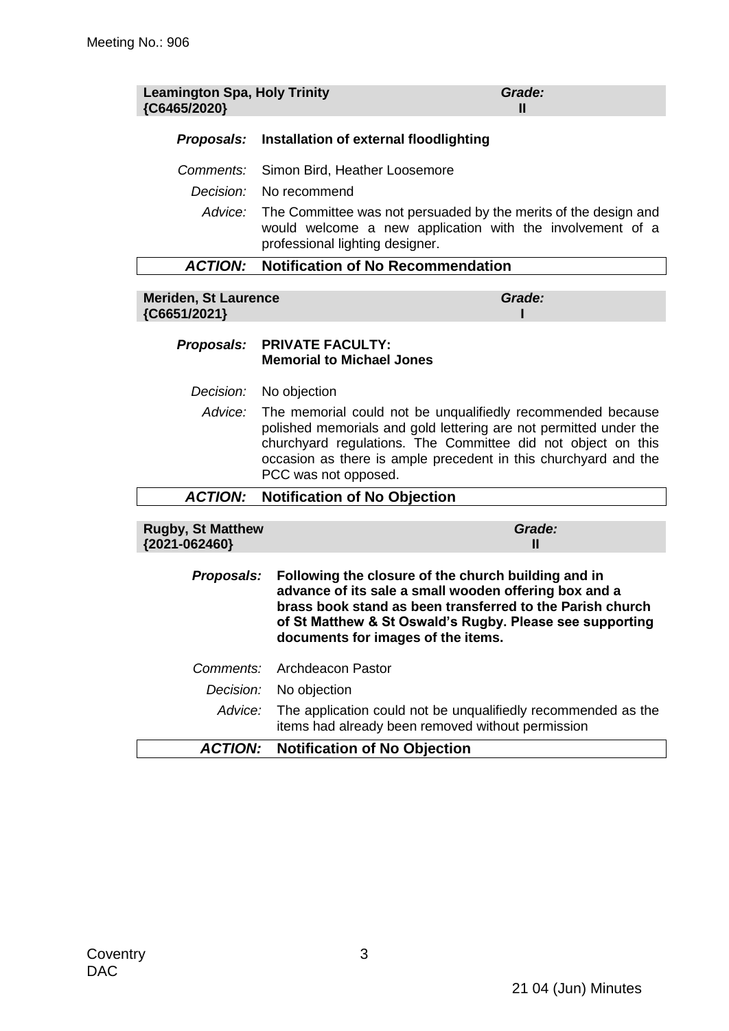**Leamington Spa, Holy Trinity** *Grade:* **II**
**{C6465/2020}**

***Proposals:*** **Installation of external floodlighting**

*Comments:* Simon Bird, Heather Loosemore

*Decision:* No recommend

*Advice:* The Committee was not persuaded by the merits of the design and would welcome a new application with the involvement of a professional lighting designer.

***ACTION:*** **Notification of No Recommendation**

---

**Meriden, St Laurence** *Grade:* **I**
**{C6651/2021}**

***Proposals:*** **PRIVATE FACULTY: Memorial to Michael Jones**

*Decision:* No objection

*Advice:* The memorial could not be unqualifiedly recommended because polished memorials and gold lettering are not permitted under the churchyard regulations. The Committee did not object on this occasion as there is ample precedent in this churchyard and the PCC was not opposed.

***ACTION:*** **Notification of No Objection**

---

**Rugby, St Matthew** *Grade:* **II**
**{2021-062460}**

***Proposals:*** **Following the closure of the church building and in advance of its sale a small wooden offering box and a brass book stand as been transferred to the Parish church of St Matthew & St Oswald's Rugby. Please see supporting documents for images of the items.**

*Comments:* Archdeacon Pastor

*Decision:* No objection

*Advice:* The application could not be unqualifiedly recommended as the items had already been removed without permission

***ACTION:*** **Notification of No Objection**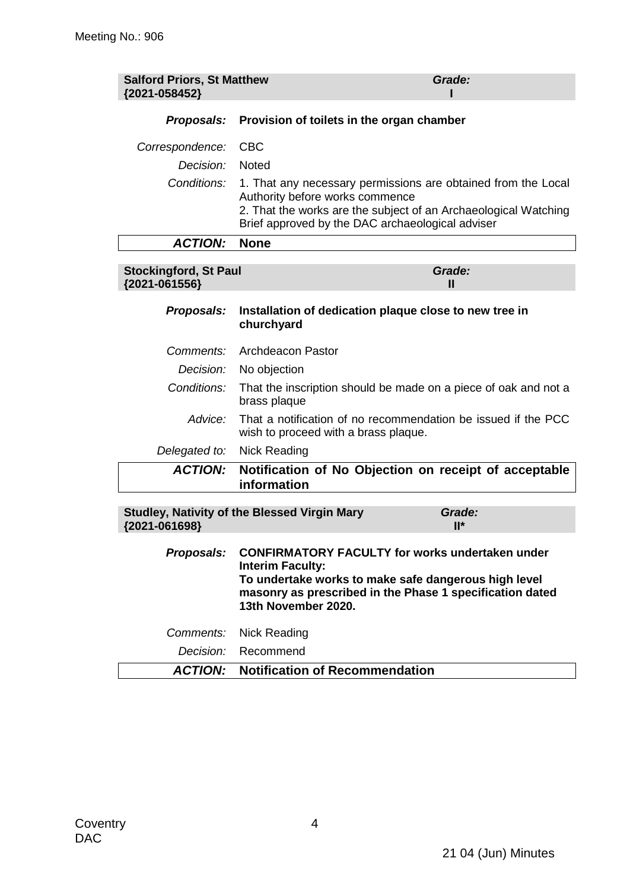| **Salford Priors, St Matthew {2021-058452}** | ***Grade:* I** |
|---|---|
| ***Proposals:*** | **Provision of toilets in the organ chamber** |
| *Correspondence:* | CBC |
| *Decision:* | Noted |
| *Conditions:* | 1. That any necessary permissions are obtained from the Local Authority before works commence<br>2. That the works are the subject of an Archaeological Watching Brief approved by the DAC archaeological adviser |
| ***ACTION:*** | **None** |

| **Stockingford, St Paul {2021-061556}** | ***Grade:* II** |
|---|---|
| ***Proposals:*** | **Installation of dedication plaque close to new tree in churchyard** |
| *Comments:* | Archdeacon Pastor |
| *Decision:* | No objection |
| *Conditions:* | That the inscription should be made on a piece of oak and not a brass plaque |
| *Advice:* | That a notification of no recommendation be issued if the PCC wish to proceed with a brass plaque. |
| *Delegated to:* | Nick Reading |
| ***ACTION:*** | **Notification of No Objection on receipt of acceptable information** |

| **Studley, Nativity of the Blessed Virgin Mary {2021-061698}** | ***Grade:* II*** |
|---|---|
| ***Proposals:*** | **CONFIRMATORY FACULTY for works undertaken under Interim Faculty:<br>To undertake works to make safe dangerous high level masonry as prescribed in the Phase 1 specification dated 13th November 2020.** |
| *Comments:* | Nick Reading |
| *Decision:* | Recommend |
| ***ACTION:*** | **Notification of Recommendation** |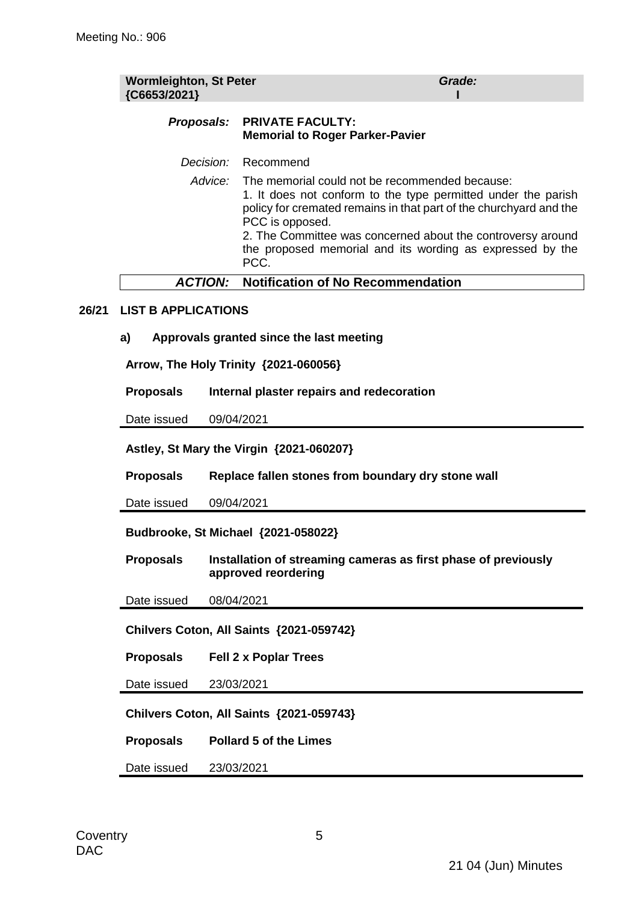| **Wormleighton, St Peter {C6653/2021}** | ***Grade:* I** |
|---|---|

***Proposals:*** **PRIVATE FACULTY: Memorial to Roger Parker-Pavier**

*Decision:* Recommend

*Advice:* The memorial could not be recommended because:
1. It does not conform to the type permitted under the parish policy for cremated remains in that part of the churchyard and the PCC is opposed.
2. The Committee was concerned about the controversy around the proposed memorial and its wording as expressed by the PCC.

***ACTION:*** **Notification of No Recommendation**

## 26/21 LIST B APPLICATIONS

### a) Approvals granted since the last meeting

**Arrow, The Holy Trinity {2021-060056}**

| | |
|---|---|
| **Proposals** | **Internal plaster repairs and redecoration** |
| Date issued | 09/04/2021 |

**Astley, St Mary the Virgin {2021-060207}**

| | |
|---|---|
| **Proposals** | **Replace fallen stones from boundary dry stone wall** |
| Date issued | 09/04/2021 |

**Budbrooke, St Michael {2021-058022}**

| | |
|---|---|
| **Proposals** | **Installation of streaming cameras as first phase of previously approved reordering** |
| Date issued | 08/04/2021 |

**Chilvers Coton, All Saints {2021-059742}**

| | |
|---|---|
| **Proposals** | **Fell 2 x Poplar Trees** |
| Date issued | 23/03/2021 |

**Chilvers Coton, All Saints {2021-059743}**

| | |
|---|---|
| **Proposals** | **Pollard 5 of the Limes** |
| Date issued | 23/03/2021 |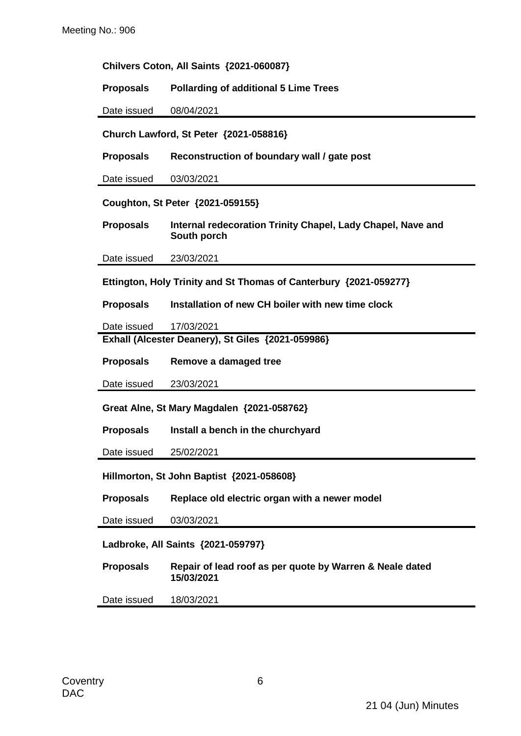**Chilvers Coton, All Saints {2021-060087}**

| | |
|---|---|
| **Proposals** | **Pollarding of additional 5 Lime Trees** |
| Date issued | 08/04/2021 |

**Church Lawford, St Peter {2021-058816}**

| | |
|---|---|
| **Proposals** | **Reconstruction of boundary wall / gate post** |
| Date issued | 03/03/2021 |

**Coughton, St Peter {2021-059155}**

| | |
|---|---|
| **Proposals** | **Internal redecoration Trinity Chapel, Lady Chapel, Nave and South porch** |
| Date issued | 23/03/2021 |

**Ettington, Holy Trinity and St Thomas of Canterbury {2021-059277}**

| | |
|---|---|
| **Proposals** | **Installation of new CH boiler with new time clock** |
| Date issued | 17/03/2021 |

**Exhall (Alcester Deanery), St Giles {2021-059986}**

| | |
|---|---|
| **Proposals** | **Remove a damaged tree** |
| Date issued | 23/03/2021 |

**Great Alne, St Mary Magdalen {2021-058762}**

| | |
|---|---|
| **Proposals** | **Install a bench in the churchyard** |
| Date issued | 25/02/2021 |

**Hillmorton, St John Baptist {2021-058608}**

| | |
|---|---|
| **Proposals** | **Replace old electric organ with a newer model** |
| Date issued | 03/03/2021 |

**Ladbroke, All Saints {2021-059797}**

| | |
|---|---|
| **Proposals** | **Repair of lead roof as per quote by Warren & Neale dated 15/03/2021** |
| Date issued | 18/03/2021 |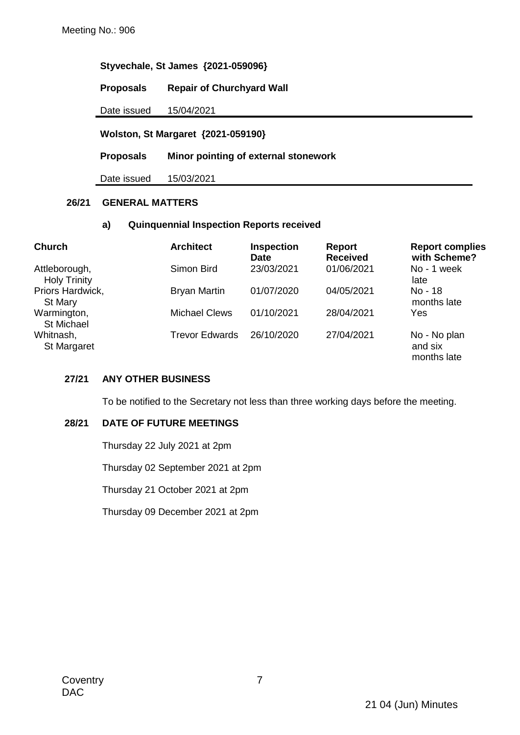**Styvechale, St James {2021-059096}**

**Proposals** **Repair of Churchyard Wall**

Date issued 15/04/2021

**Wolston, St Margaret {2021-059190}**

**Proposals** **Minor pointing of external stonework**

Date issued 15/03/2021

## 26/21 GENERAL MATTERS

### a) Quinquennial Inspection Reports received

| **Church** | **Architect** | **Inspection Date** | **Report Received** | **Report complies with Scheme?** |
|---|---|---|---|---|
| Attleborough, Holy Trinity | Simon Bird | 23/03/2021 | 01/06/2021 | No - 1 week late |
| Priors Hardwick, St Mary | Bryan Martin | 01/07/2020 | 04/05/2021 | No - 18 months late |
| Warmington, St Michael | Michael Clews | 01/10/2021 | 28/04/2021 | Yes |
| Whitnash, St Margaret | Trevor Edwards | 26/10/2020 | 27/04/2021 | No - No plan and six months late |

## 27/21 ANY OTHER BUSINESS

To be notified to the Secretary not less than three working days before the meeting.

## 28/21 DATE OF FUTURE MEETINGS

Thursday 22 July 2021 at 2pm

Thursday 02 September 2021 at 2pm

Thursday 21 October 2021 at 2pm

Thursday 09 December 2021 at 2pm